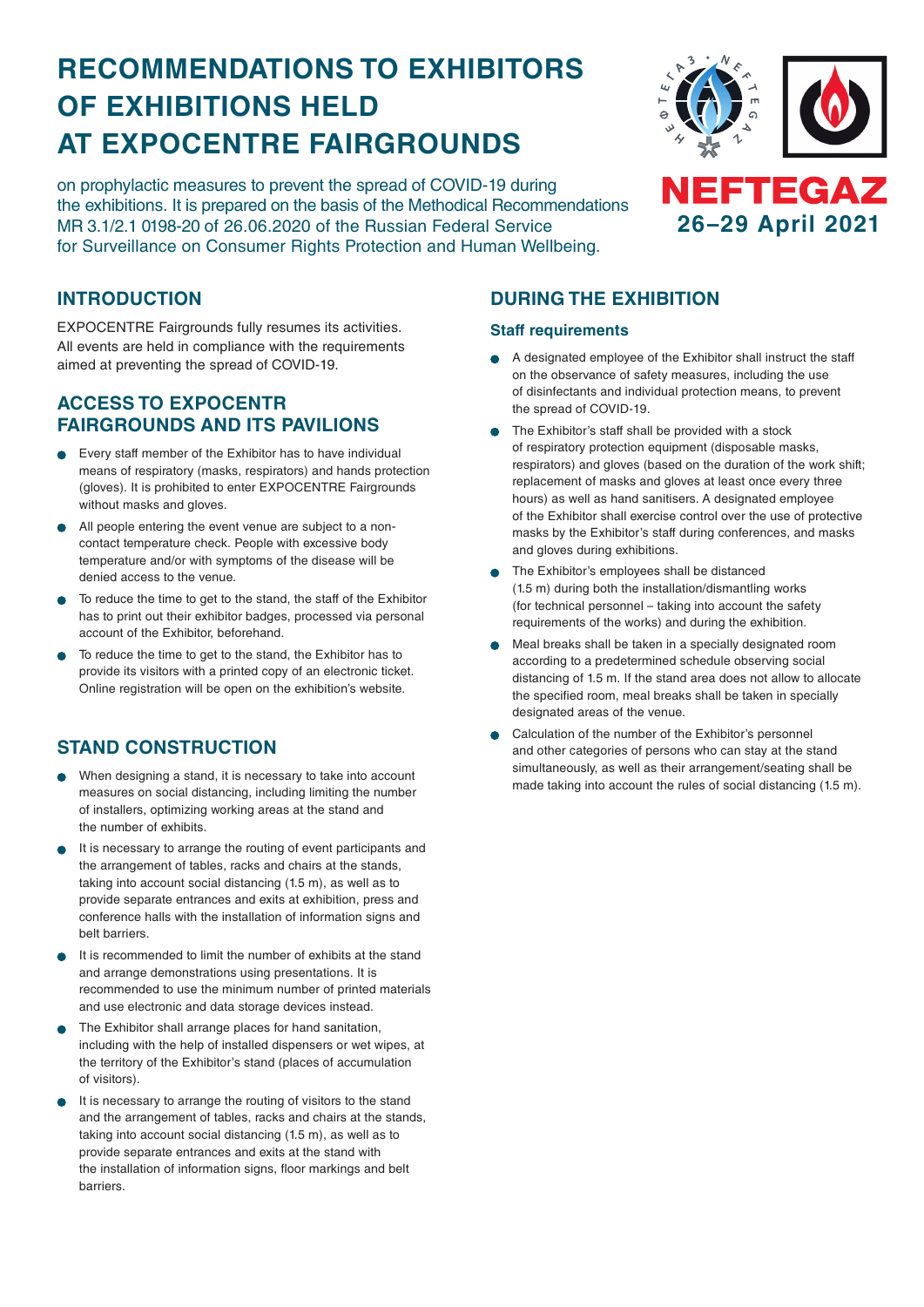# RECOMMENDATIONS TO EXHIBITORS OF EXHIBITIONS HELD AT EXPOCENTRE FAIRGROUNDS

on prophylactic measures to prevent the spread of COVID-19 during the exhibitions. It is prepared on the basis of the Methodical Recommendations MR 3.1/2.1 0198-20 of 26.06.2020 of the Russian Federal Service for Surveillance on Consumer Rights Protection and Human Wellbeing.

**NEFTEGAZ**
**26–29 April 2021**

## INTRODUCTION

EXPOCENTRE Fairgrounds fully resumes its activities. All events are held in compliance with the requirements aimed at preventing the spread of COVID-19.

## ACCESS TO EXPOCENTR FAIRGROUNDS AND ITS PAVILIONS

- Every staff member of the Exhibitor has to have individual means of respiratory (masks, respirators) and hands protection (gloves). It is prohibited to enter EXPOCENTRE Fairgrounds without masks and gloves.
- All people entering the event venue are subject to a non-contact temperature check. People with excessive body temperature and/or with symptoms of the disease will be denied access to the venue.
- To reduce the time to get to the stand, the staff of the Exhibitor has to print out their exhibitor badges, processed via personal account of the Exhibitor, beforehand.
- To reduce the time to get to the stand, the Exhibitor has to provide its visitors with a printed copy of an electronic ticket. Online registration will be open on the exhibition's website.

## STAND CONSTRUCTION

- When designing a stand, it is necessary to take into account measures on social distancing, including limiting the number of installers, optimizing working areas at the stand and the number of exhibits.
- It is necessary to arrange the routing of event participants and the arrangement of tables, racks and chairs at the stands, taking into account social distancing (1.5 m), as well as to provide separate entrances and exits at exhibition, press and conference halls with the installation of information signs and belt barriers.
- It is recommended to limit the number of exhibits at the stand and arrange demonstrations using presentations. It is recommended to use the minimum number of printed materials and use electronic and data storage devices instead.
- The Exhibitor shall arrange places for hand sanitation, including with the help of installed dispensers or wet wipes, at the territory of the Exhibitor's stand (places of accumulation of visitors).
- It is necessary to arrange the routing of visitors to the stand and the arrangement of tables, racks and chairs at the stands, taking into account social distancing (1.5 m), as well as to provide separate entrances and exits at the stand with the installation of information signs, floor markings and belt barriers.

## DURING THE EXHIBITION

### Staff requirements

- A designated employee of the Exhibitor shall instruct the staff on the observance of safety measures, including the use of disinfectants and individual protection means, to prevent the spread of COVID-19.
- The Exhibitor's staff shall be provided with a stock of respiratory protection equipment (disposable masks, respirators) and gloves (based on the duration of the work shift; replacement of masks and gloves at least once every three hours) as well as hand sanitisers. A designated employee of the Exhibitor shall exercise control over the use of protective masks by the Exhibitor's staff during conferences, and masks and gloves during exhibitions.
- The Exhibitor's employees shall be distanced (1.5 m) during both the installation/dismantling works (for technical personnel – taking into account the safety requirements of the works) and during the exhibition.
- Meal breaks shall be taken in a specially designated room according to a predetermined schedule observing social distancing of 1.5 m. If the stand area does not allow to allocate the specified room, meal breaks shall be taken in specially designated areas of the venue.
- Calculation of the number of the Exhibitor's personnel and other categories of persons who can stay at the stand simultaneously, as well as their arrangement/seating shall be made taking into account the rules of social distancing (1.5 m).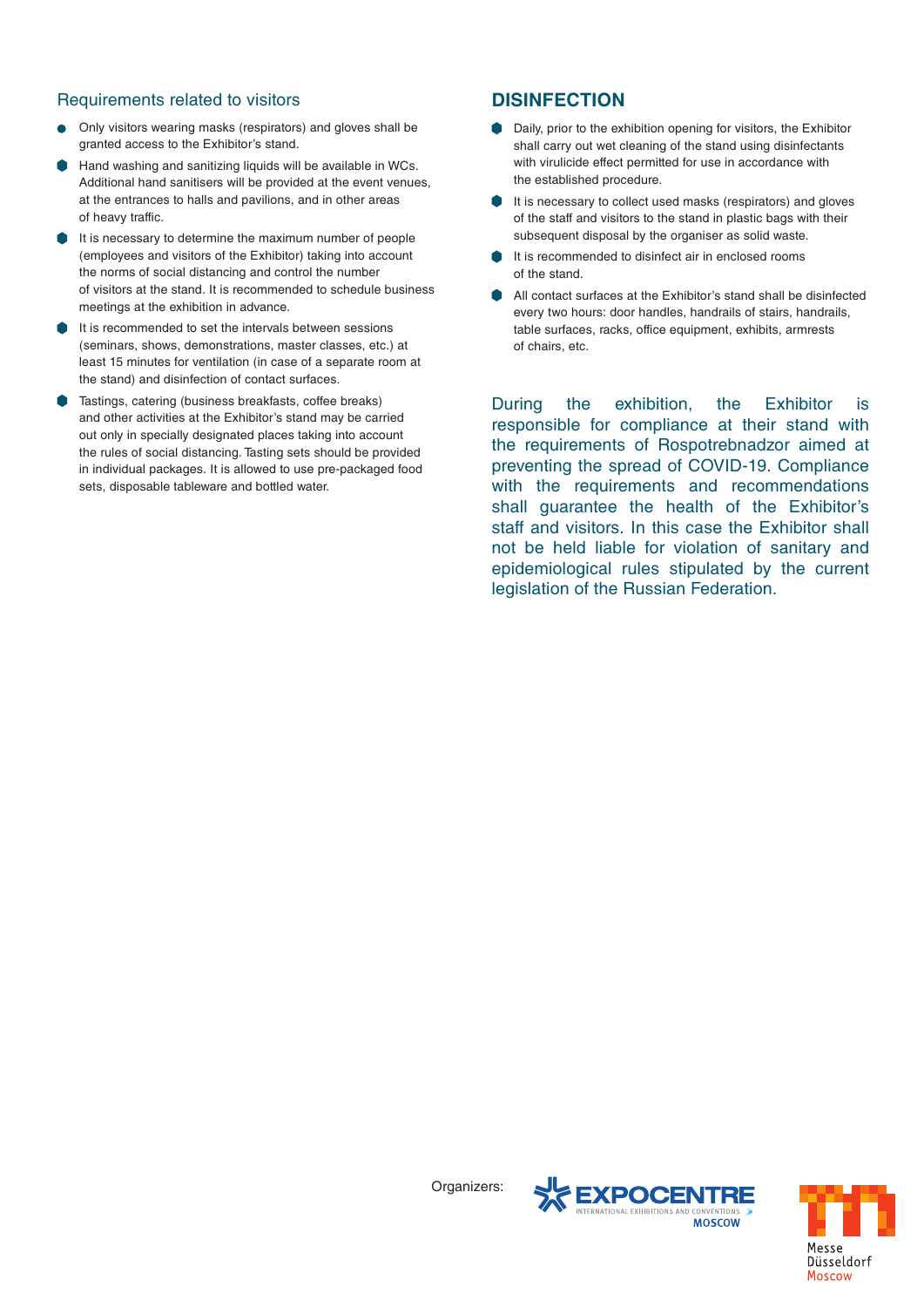## Requirements related to visitors

- Only visitors wearing masks (respirators) and gloves shall be granted access to the Exhibitor's stand.
- Hand washing and sanitizing liquids will be available in WCs. Additional hand sanitisers will be provided at the event venues, at the entrances to halls and pavilions, and in other areas of heavy traffic.
- It is necessary to determine the maximum number of people (employees and visitors of the Exhibitor) taking into account the norms of social distancing and control the number of visitors at the stand. It is recommended to schedule business meetings at the exhibition in advance.
- It is recommended to set the intervals between sessions (seminars, shows, demonstrations, master classes, etc.) at least 15 minutes for ventilation (in case of a separate room at the stand) and disinfection of contact surfaces.
- Tastings, catering (business breakfasts, coffee breaks) and other activities at the Exhibitor's stand may be carried out only in specially designated places taking into account the rules of social distancing. Tasting sets should be provided in individual packages. It is allowed to use pre-packaged food sets, disposable tableware and bottled water.

## DISINFECTION

- Daily, prior to the exhibition opening for visitors, the Exhibitor shall carry out wet cleaning of the stand using disinfectants with virulicide effect permitted for use in accordance with the established procedure.
- It is necessary to collect used masks (respirators) and gloves of the staff and visitors to the stand in plastic bags with their subsequent disposal by the organiser as solid waste.
- It is recommended to disinfect air in enclosed rooms of the stand.
- All contact surfaces at the Exhibitor's stand shall be disinfected every two hours: door handles, handrails of stairs, handrails, table surfaces, racks, office equipment, exhibits, armrests of chairs, etc.

During the exhibition, the Exhibitor is responsible for compliance at their stand with the requirements of Rospotrebnadzor aimed at preventing the spread of COVID-19. Compliance with the requirements and recommendations shall guarantee the health of the Exhibitor's staff and visitors. In this case the Exhibitor shall not be held liable for violation of sanitary and epidemiological rules stipulated by the current legislation of the Russian Federation.

Organizers:

EXPOCENTRE INTERNATIONAL EXHIBITIONS AND CONVENTIONS MOSCOW

Messe Düsseldorf Moscow